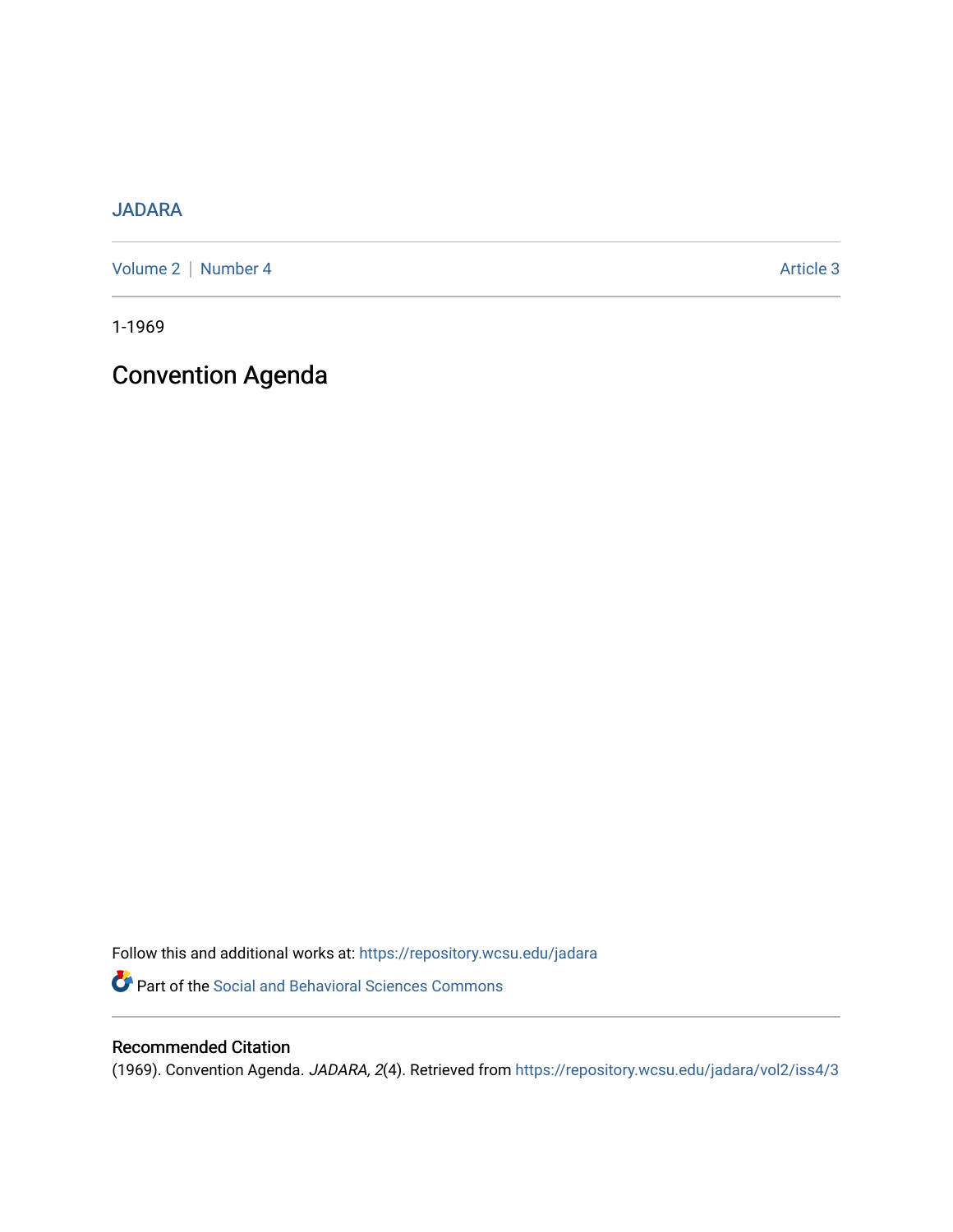JADARA

Volume 2 | Number 4 Article 3

1-1969

# Convention Agenda

Follow this and additional works at: https://repository.wcsu.edu/jadara

Part of the Social and Behavioral Sciences Commons

## Recommended Citation

(1969). Convention Agenda. *JADARA, 2*(4). Retrieved from https://repository.wcsu.edu/jadara/vol2/iss4/3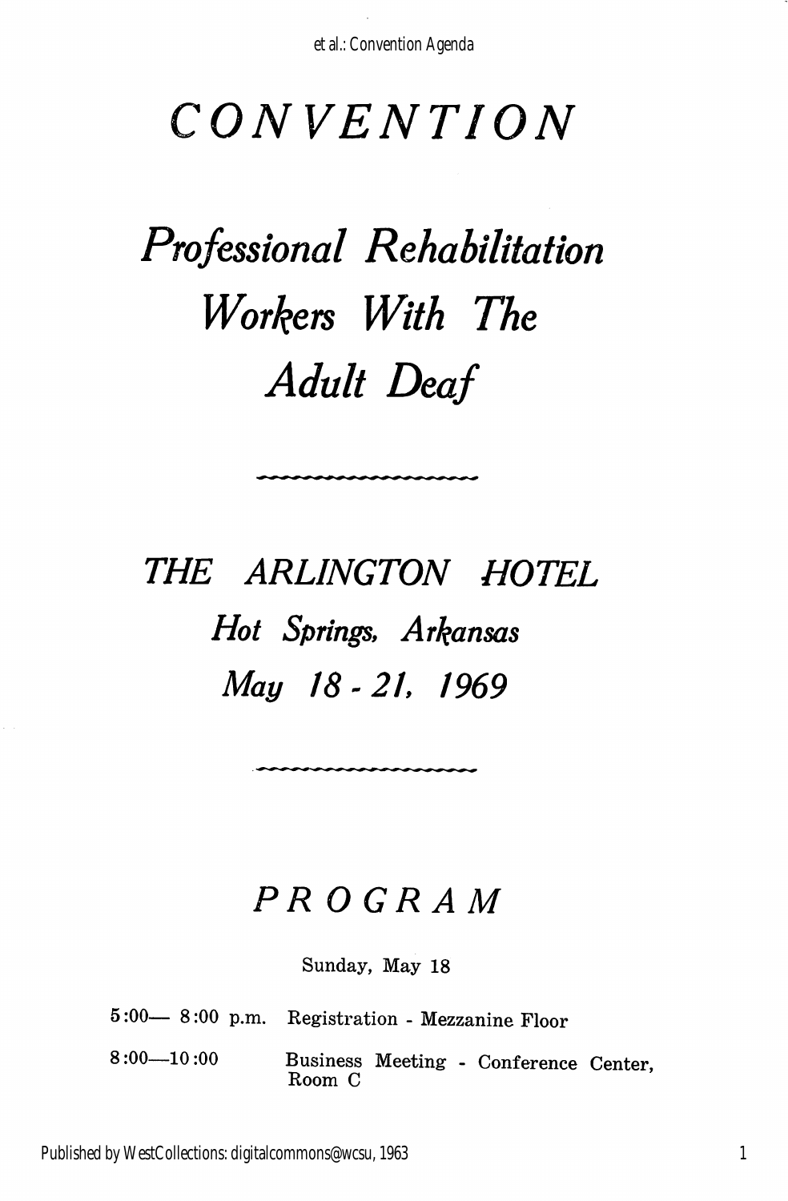# *CONVENTION*

# *Professional Rehabilitation Workers With The Adult Deaf*

## *THE ARLINGTON HOTEL*

*Hot Springs, Arkansas*

*May 18 - 21, 1969*

## *PROGRAM*

Sunday, May 18

| | |
|---|---|
| 5:00— 8:00 p.m. | Registration - Mezzanine Floor |
| 8:00—10:00 | Business Meeting - Conference Center, Room C |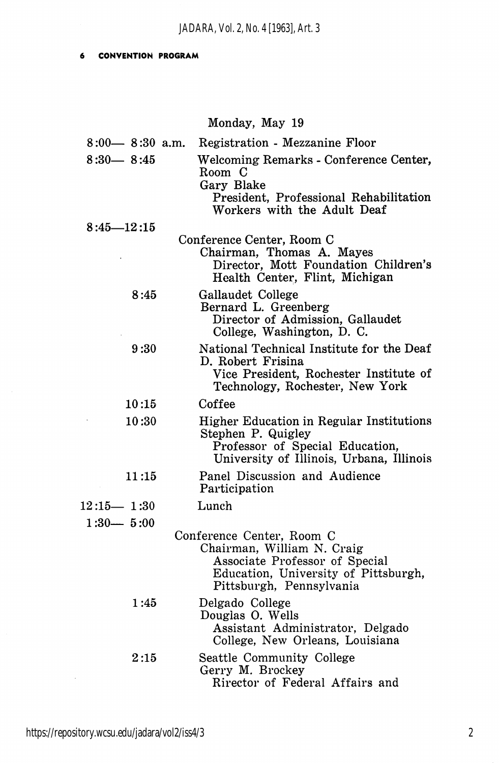Monday, May 19

| | |
|---|---|
| 8:00— 8:30 a.m. | Registration - Mezzanine Floor |
| 8:30— 8:45 | Welcoming Remarks - Conference Center, Room C<br>Gary Blake<br>President, Professional Rehabilitation Workers with the Adult Deaf |
| 8:45—12:15 | Conference Center, Room C<br>Chairman, Thomas A. Mayes<br>Director, Mott Foundation Children's Health Center, Flint, Michigan |
| 8:45 | Gallaudet College<br>Bernard L. Greenberg<br>Director of Admission, Gallaudet College, Washington, D. C. |
| 9:30 | National Technical Institute for the Deaf<br>D. Robert Frisina<br>Vice President, Rochester Institute of Technology, Rochester, New York |
| 10:15 | Coffee |
| 10:30 | Higher Education in Regular Institutions<br>Stephen P. Quigley<br>Professor of Special Education, University of Illinois, Urbana, Illinois |
| 11:15 | Panel Discussion and Audience Participation |
| 12:15— 1:30 | Lunch |
| 1:30— 5:00 | Conference Center, Room C<br>Chairman, William N. Craig<br>Associate Professor of Special Education, University of Pittsburgh, Pittsburgh, Pennsylvania |
| 1:45 | Delgado College<br>Douglas O. Wells<br>Assistant Administrator, Delgado College, New Orleans, Louisiana |
| 2:15 | Seattle Community College<br>Gerry M. Brockey<br>Rirector of Federal Affairs and |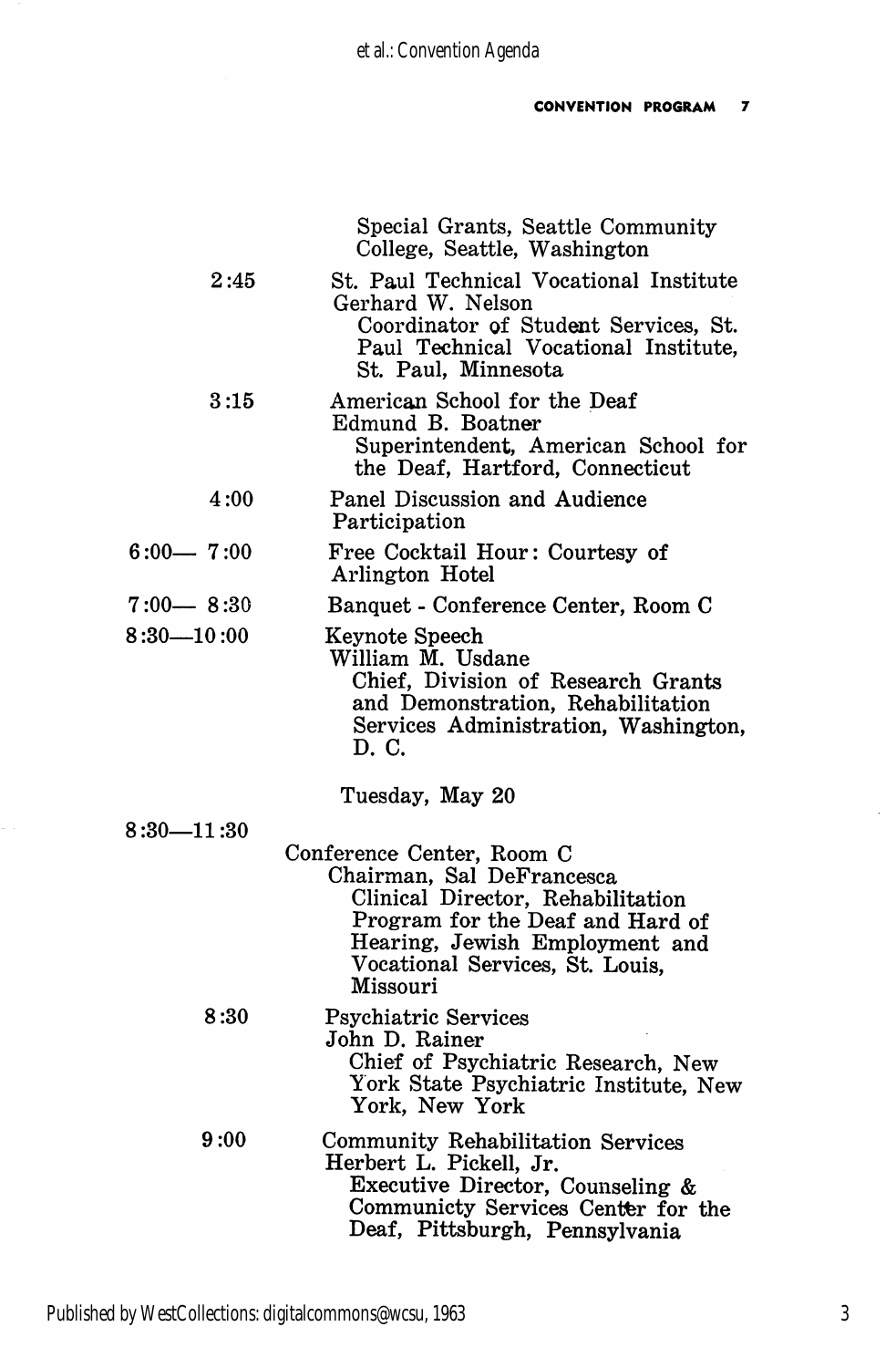Special Grants, Seattle Community College, Seattle, Washington

| | |
|---|---|
| 2:45 | St. Paul Technical Vocational Institute<br>Gerhard W. Nelson<br>Coordinator of Student Services, St. Paul Technical Vocational Institute, St. Paul, Minnesota |
| 3:15 | American School for the Deaf<br>Edmund B. Boatner<br>Superintendent, American School for the Deaf, Hartford, Connecticut |
| 4:00 | Panel Discussion and Audience Participation |
| 6:00— 7:00 | Free Cocktail Hour: Courtesy of Arlington Hotel |
| 7:00— 8:30 | Banquet - Conference Center, Room C |
| 8:30—10:00 | Keynote Speech<br>William M. Usdane<br>Chief, Division of Research Grants and Demonstration, Rehabilitation Services Administration, Washington, D. C. |

Tuesday, May 20

| | |
|---|---|
| 8:30—11:30 | Conference Center, Room C<br>Chairman, Sal DeFrancesca<br>Clinical Director, Rehabilitation Program for the Deaf and Hard of Hearing, Jewish Employment and Vocational Services, St. Louis, Missouri |
| 8:30 | Psychiatric Services<br>John D. Rainer<br>Chief of Psychiatric Research, New York State Psychiatric Institute, New York, New York |
| 9:00 | Community Rehabilitation Services<br>Herbert L. Pickell, Jr.<br>Executive Director, Counseling & Communicty Services Centter for the Deaf, Pittsburgh, Pennsylvania |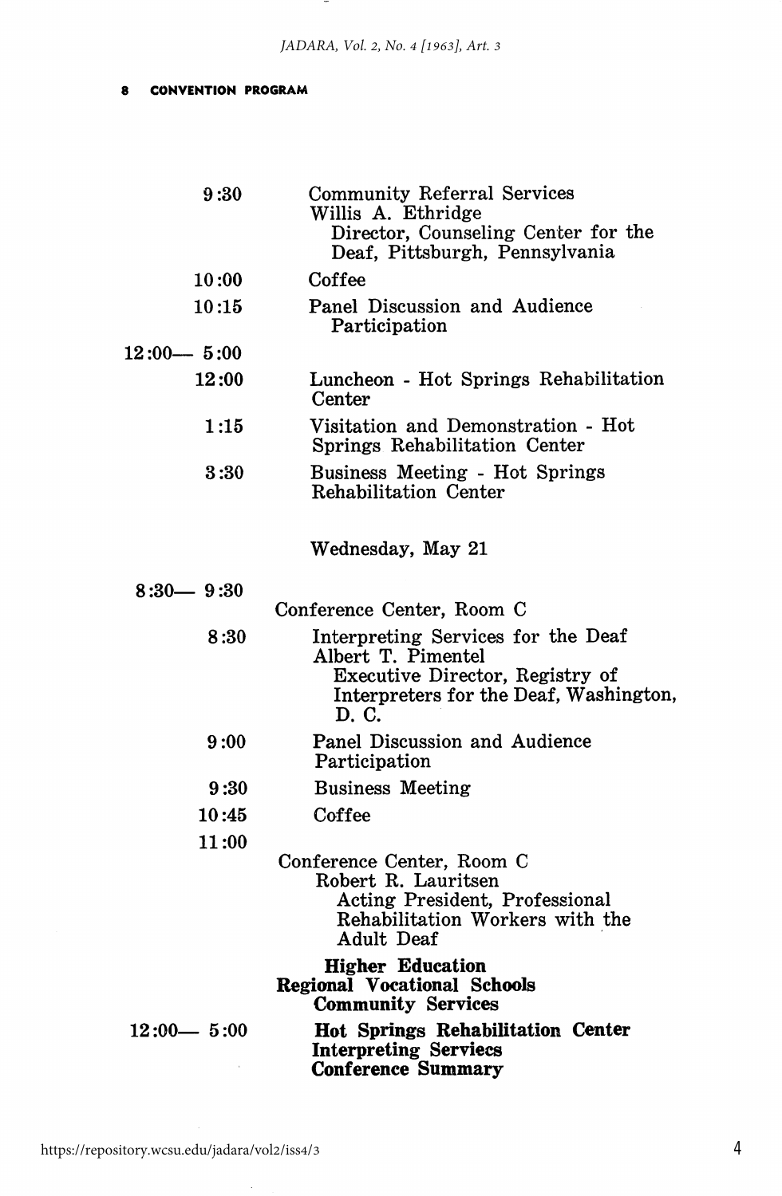| | |
|---|---|
| 9:30 | Community Referral Services<br>Willis A. Ethridge<br>Director, Counseling Center for the Deaf, Pittsburgh, Pennsylvania |
| 10:00 | Coffee |
| 10:15 | Panel Discussion and Audience Participation |
| 12:00— 5:00 | |
| 12:00 | Luncheon - Hot Springs Rehabilitation Center |
| 1:15 | Visitation and Demonstration - Hot Springs Rehabilitation Center |
| 3:30 | Business Meeting - Hot Springs Rehabilitation Center |

Wednesday, May 21

| | |
|---|---|
| 8:30— 9:30 | Conference Center, Room C |
| 8:30 | Interpreting Services for the Deaf<br>Albert T. Pimentel<br>Executive Director, Registry of Interpreters for the Deaf, Washington, D. C. |
| 9:00 | Panel Discussion and Audience Participation |
| 9:30 | Business Meeting |
| 10:45 | Coffee |
| 11:00 | Conference Center, Room C<br>Robert R. Lauritsen<br>Acting President, Professional Rehabilitation Workers with the Adult Deaf<br>**Higher Education**<br>**Regional Vocational Schools**<br>**Community Services** |
| 12:00— 5:00 | **Hot Springs Rehabilitation Center**<br>**Interpreting Serviecs**<br>**Conference Summary** |